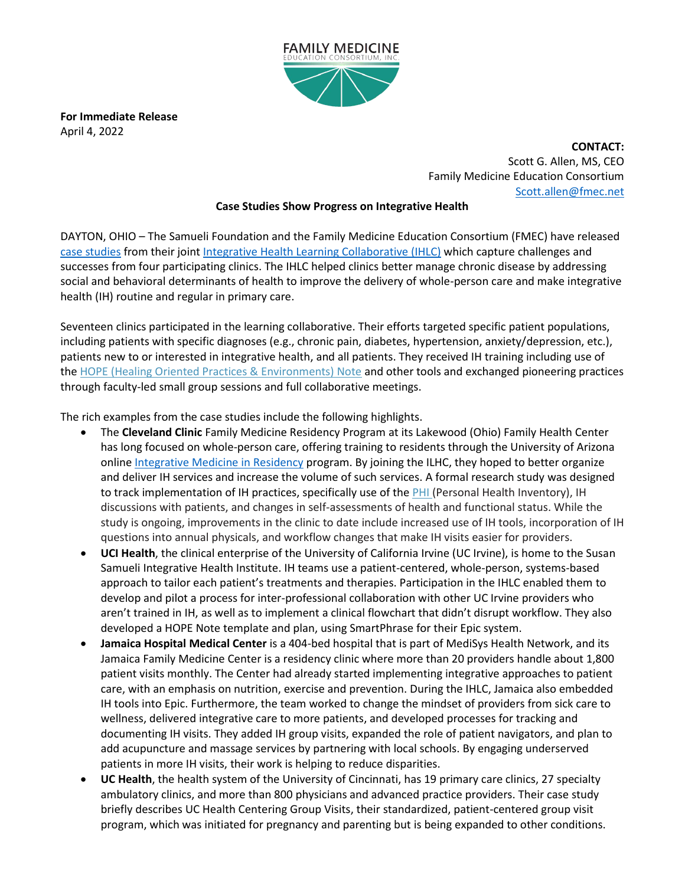FAMILY MEDICINE
EDUCATION CONSORTIUM, INC.

**For Immediate Release**
April 4, 2022

**CONTACT:**
Scott G. Allen, MS, CEO
Family Medicine Education Consortium
Scott.allen@fmec.net

**Case Studies Show Progress on Integrative Health**

DAYTON, OHIO – The Samueli Foundation and the Family Medicine Education Consortium (FMEC) have released case studies from their joint Integrative Health Learning Collaborative (IHLC) which capture challenges and successes from four participating clinics. The IHLC helped clinics better manage chronic disease by addressing social and behavioral determinants of health to improve the delivery of whole-person care and make integrative health (IH) routine and regular in primary care.

Seventeen clinics participated in the learning collaborative. Their efforts targeted specific patient populations, including patients with specific diagnoses (e.g., chronic pain, diabetes, hypertension, anxiety/depression, etc.), patients new to or interested in integrative health, and all patients. They received IH training including use of the HOPE (Healing Oriented Practices & Environments) Note and other tools and exchanged pioneering practices through faculty-led small group sessions and full collaborative meetings.

The rich examples from the case studies include the following highlights.

- The **Cleveland Clinic** Family Medicine Residency Program at its Lakewood (Ohio) Family Health Center has long focused on whole-person care, offering training to residents through the University of Arizona online Integrative Medicine in Residency program. By joining the ILHC, they hoped to better organize and deliver IH services and increase the volume of such services. A formal research study was designed to track implementation of IH practices, specifically use of the PHI (Personal Health Inventory), IH discussions with patients, and changes in self-assessments of health and functional status. While the study is ongoing, improvements in the clinic to date include increased use of IH tools, incorporation of IH questions into annual physicals, and workflow changes that make IH visits easier for providers.
- **UCI Health**, the clinical enterprise of the University of California Irvine (UC Irvine), is home to the Susan Samueli Integrative Health Institute. IH teams use a patient-centered, whole-person, systems-based approach to tailor each patient's treatments and therapies. Participation in the IHLC enabled them to develop and pilot a process for inter-professional collaboration with other UC Irvine providers who aren't trained in IH, as well as to implement a clinical flowchart that didn't disrupt workflow. They also developed a HOPE Note template and plan, using SmartPhrase for their Epic system.
- **Jamaica Hospital Medical Center** is a 404-bed hospital that is part of MediSys Health Network, and its Jamaica Family Medicine Center is a residency clinic where more than 20 providers handle about 1,800 patient visits monthly. The Center had already started implementing integrative approaches to patient care, with an emphasis on nutrition, exercise and prevention. During the IHLC, Jamaica also embedded IH tools into Epic. Furthermore, the team worked to change the mindset of providers from sick care to wellness, delivered integrative care to more patients, and developed processes for tracking and documenting IH visits. They added IH group visits, expanded the role of patient navigators, and plan to add acupuncture and massage services by partnering with local schools. By engaging underserved patients in more IH visits, their work is helping to reduce disparities.
- **UC Health**, the health system of the University of Cincinnati, has 19 primary care clinics, 27 specialty ambulatory clinics, and more than 800 physicians and advanced practice providers. Their case study briefly describes UC Health Centering Group Visits, their standardized, patient-centered group visit program, which was initiated for pregnancy and parenting but is being expanded to other conditions.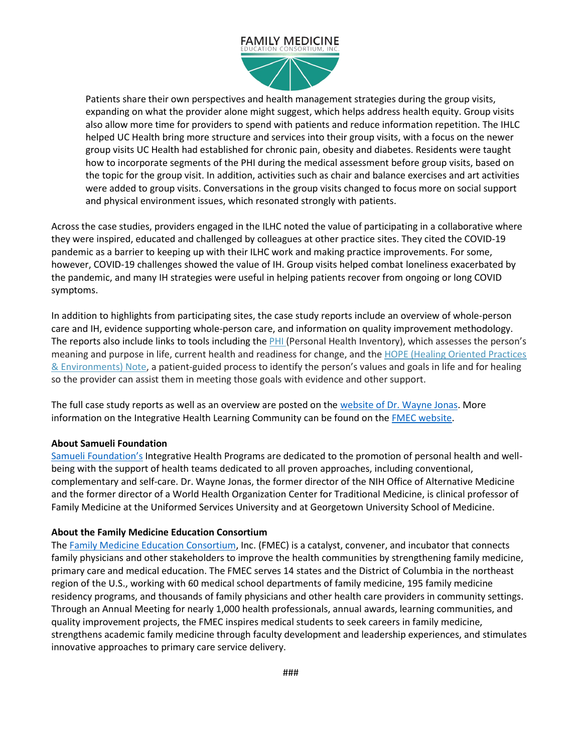Patients share their own perspectives and health management strategies during the group visits, expanding on what the provider alone might suggest, which helps address health equity. Group visits also allow more time for providers to spend with patients and reduce information repetition. The IHLC helped UC Health bring more structure and services into their group visits, with a focus on the newer group visits UC Health had established for chronic pain, obesity and diabetes. Residents were taught how to incorporate segments of the PHI during the medical assessment before group visits, based on the topic for the group visit. In addition, activities such as chair and balance exercises and art activities were added to group visits. Conversations in the group visits changed to focus more on social support and physical environment issues, which resonated strongly with patients.

Across the case studies, providers engaged in the ILHC noted the value of participating in a collaborative where they were inspired, educated and challenged by colleagues at other practice sites. They cited the COVID-19 pandemic as a barrier to keeping up with their ILHC work and making practice improvements. For some, however, COVID-19 challenges showed the value of IH. Group visits helped combat loneliness exacerbated by the pandemic, and many IH strategies were useful in helping patients recover from ongoing or long COVID symptoms.

In addition to highlights from participating sites, the case study reports include an overview of whole-person care and IH, evidence supporting whole-person care, and information on quality improvement methodology. The reports also include links to tools including the PHI (Personal Health Inventory), which assesses the person's meaning and purpose in life, current health and readiness for change, and the HOPE (Healing Oriented Practices & Environments) Note, a patient-guided process to identify the person's values and goals in life and for healing so the provider can assist them in meeting those goals with evidence and other support.

The full case study reports as well as an overview are posted on the website of Dr. Wayne Jonas. More information on the Integrative Health Learning Community can be found on the FMEC website.

**About Samueli Foundation**

Samueli Foundation's Integrative Health Programs are dedicated to the promotion of personal health and well-being with the support of health teams dedicated to all proven approaches, including conventional, complementary and self-care. Dr. Wayne Jonas, the former director of the NIH Office of Alternative Medicine and the former director of a World Health Organization Center for Traditional Medicine, is clinical professor of Family Medicine at the Uniformed Services University and at Georgetown University School of Medicine.

**About the Family Medicine Education Consortium**

The Family Medicine Education Consortium, Inc. (FMEC) is a catalyst, convener, and incubator that connects family physicians and other stakeholders to improve the health communities by strengthening family medicine, primary care and medical education. The FMEC serves 14 states and the District of Columbia in the northeast region of the U.S., working with 60 medical school departments of family medicine, 195 family medicine residency programs, and thousands of family physicians and other health care providers in community settings. Through an Annual Meeting for nearly 1,000 health professionals, annual awards, learning communities, and quality improvement projects, the FMEC inspires medical students to seek careers in family medicine, strengthens academic family medicine through faculty development and leadership experiences, and stimulates innovative approaches to primary care service delivery.

###